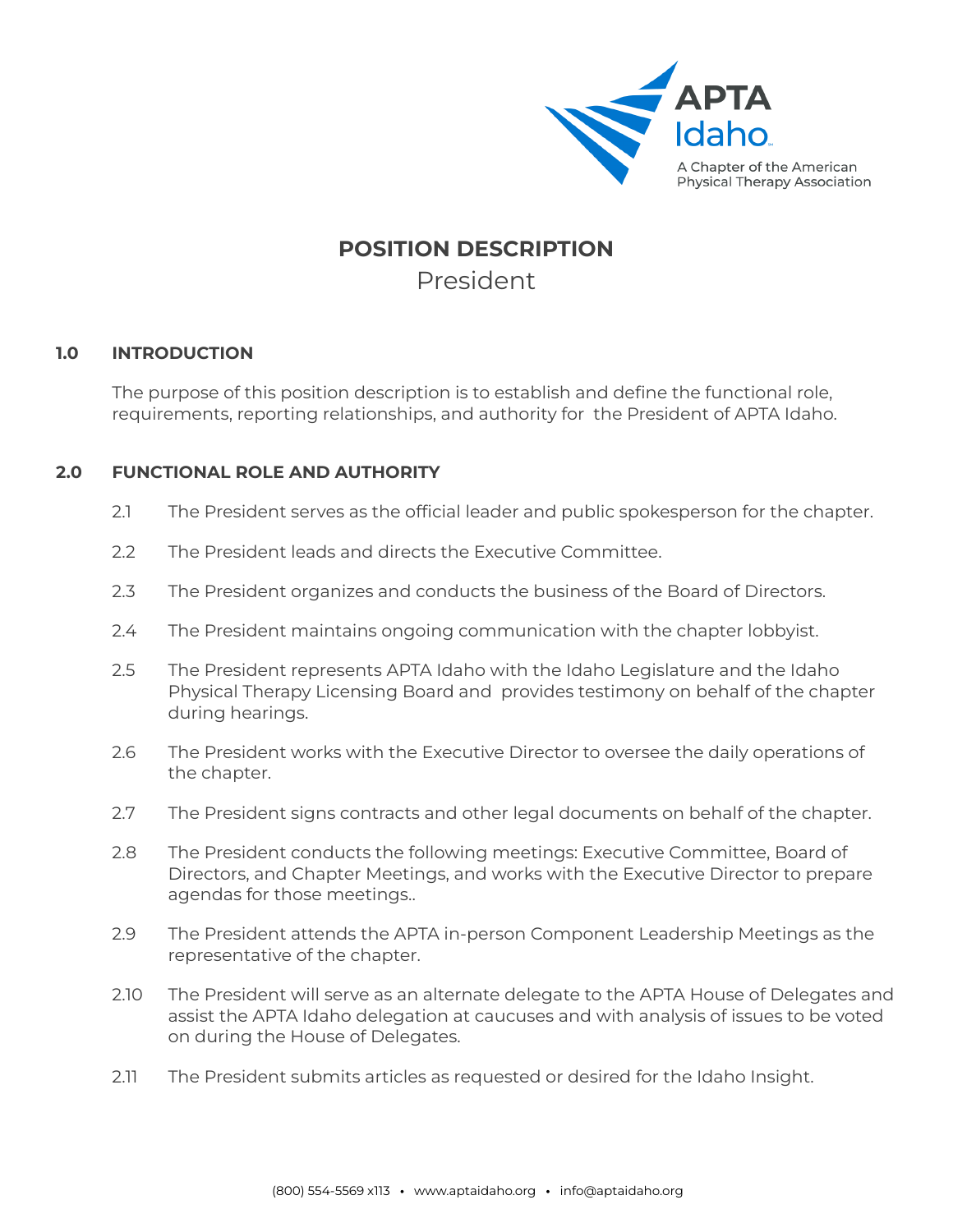APTA Idaho

A Chapter of the American Physical Therapy Association

# POSITION DESCRIPTION

## President

### 1.0 INTRODUCTION

The purpose of this position description is to establish and define the functional role, requirements, reporting relationships, and authority for the President of APTA Idaho.

### 2.0 FUNCTIONAL ROLE AND AUTHORITY

2.1 The President serves as the official leader and public spokesperson for the chapter.

2.2 The President leads and directs the Executive Committee.

2.3 The President organizes and conducts the business of the Board of Directors.

2.4 The President maintains ongoing communication with the chapter lobbyist.

2.5 The President represents APTA Idaho with the Idaho Legislature and the Idaho Physical Therapy Licensing Board and provides testimony on behalf of the chapter during hearings.

2.6 The President works with the Executive Director to oversee the daily operations of the chapter.

2.7 The President signs contracts and other legal documents on behalf of the chapter.

2.8 The President conducts the following meetings: Executive Committee, Board of Directors, and Chapter Meetings, and works with the Executive Director to prepare agendas for those meetings..

2.9 The President attends the APTA in-person Component Leadership Meetings as the representative of the chapter.

2.10 The President will serve as an alternate delegate to the APTA House of Delegates and assist the APTA Idaho delegation at caucuses and with analysis of issues to be voted on during the House of Delegates.

2.11 The President submits articles as requested or desired for the Idaho Insight.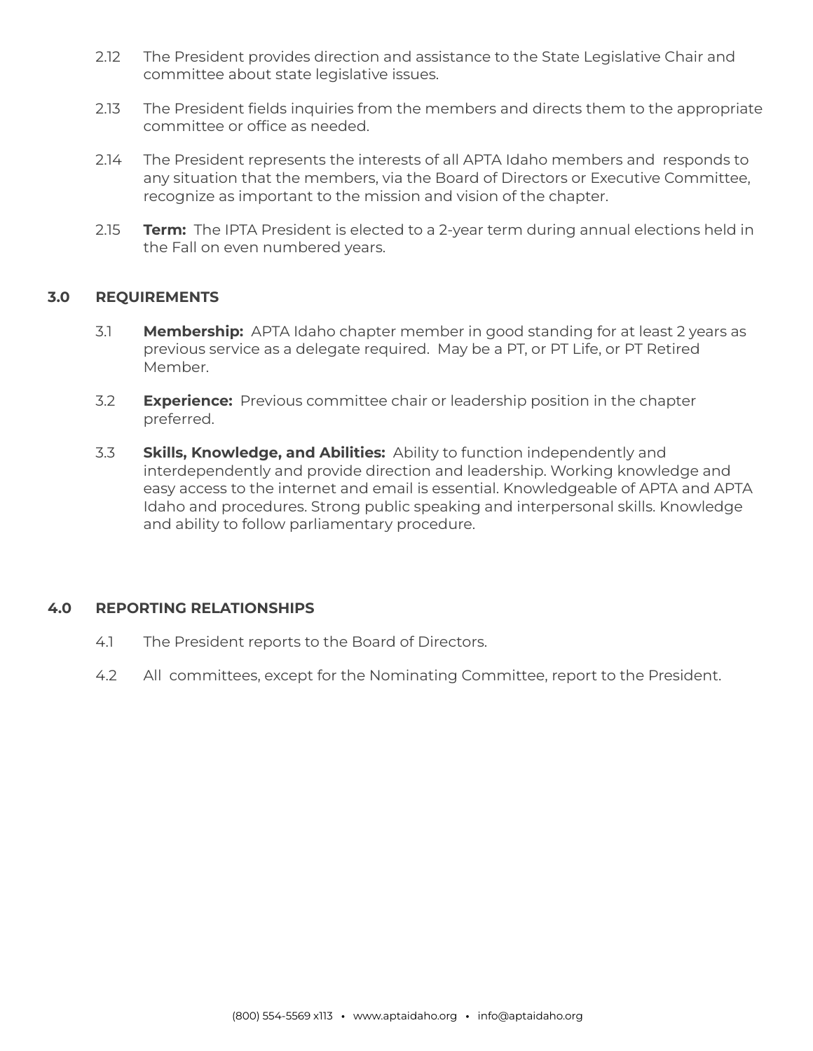2.12 The President provides direction and assistance to the State Legislative Chair and committee about state legislative issues.

2.13 The President fields inquiries from the members and directs them to the appropriate committee or office as needed.

2.14 The President represents the interests of all APTA Idaho members and responds to any situation that the members, via the Board of Directors or Executive Committee, recognize as important to the mission and vision of the chapter.

2.15 **Term:** The IPTA President is elected to a 2-year term during annual elections held in the Fall on even numbered years.

## 3.0 REQUIREMENTS

3.1 **Membership:** APTA Idaho chapter member in good standing for at least 2 years as previous service as a delegate required. May be a PT, or PT Life, or PT Retired Member.

3.2 **Experience:** Previous committee chair or leadership position in the chapter preferred.

3.3 **Skills, Knowledge, and Abilities:** Ability to function independently and interdependently and provide direction and leadership. Working knowledge and easy access to the internet and email is essential. Knowledgeable of APTA and APTA Idaho and procedures. Strong public speaking and interpersonal skills. Knowledge and ability to follow parliamentary procedure.

## 4.0 REPORTING RELATIONSHIPS

4.1 The President reports to the Board of Directors.

4.2 All committees, except for the Nominating Committee, report to the President.